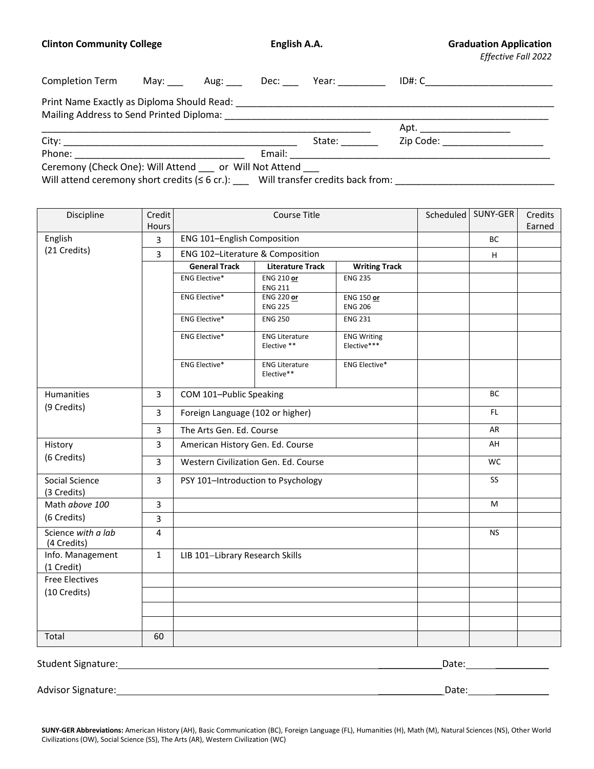**Clinton Community College** **English A.A.** **Graduation Application**

*Effective Fall 2022*

Completion Term May: ___ Aug: ___ Dec: ___ Year: _________ ID#: C________________________

Print Name Exactly as Diploma Should Read: _______________________________________________

Mailing Address to Send Printed Diploma: _______________________________________________

_______________________________________________ Apt. _________________

City: _____________________________________________ State: _______ Zip Code: ___________________

Phone: ________________________________ Email: ______________________________________________

Ceremony (Check One): Will Attend ___ or Will Not Attend ___

Will attend ceremony short credits (≤ 6 cr.): ___ Will transfer credits back from: ______________________________

| Discipline | Credit Hours | Course Title | | | Scheduled | SUNY-GER | Credits Earned |
|---|---|---|---|---|---|---|---|
| English (21 Credits) | 3 | ENG 101–English Composition | | | | BC | |
| | 3 | ENG 102–Literature & Composition | | | | H | |
| | | **General Track** | **Literature Track** | **Writing Track** | | | |
| | | ENG Elective* | ENG 210 **or** ENG 211 | ENG 235 | | | |
| | | ENG Elective* | ENG 220 **or** ENG 225 | ENG 150 **or** ENG 206 | | | |
| | | ENG Elective* | ENG 250 | ENG 231 | | | |
| | | ENG Elective* | ENG Literature Elective ** | ENG Writing Elective*** | | | |
| | | ENG Elective* | ENG Literature Elective** | ENG Elective* | | | |
| Humanities (9 Credits) | 3 | COM 101–Public Speaking | | | | BC | |
| | 3 | Foreign Language (102 or higher) | | | | FL | |
| | 3 | The Arts Gen. Ed. Course | | | | AR | |
| History (6 Credits) | 3 | American History Gen. Ed. Course | | | | AH | |
| | 3 | Western Civilization Gen. Ed. Course | | | | WC | |
| Social Science (3 Credits) | 3 | PSY 101–Introduction to Psychology | | | | SS | |
| Math *above 100* (6 Credits) | 3 | | | | | M | |
| | 3 | | | | | | |
| Science *with a lab* (4 Credits) | 4 | | | | | NS | |
| Info. Management (1 Credit) | 1 | LIB 101–Library Research Skills | | | | | |
| Free Electives (10 Credits) | | | | | | | |
| | | | | | | | |
| | | | | | | | |
| | | | | | | | |
| Total | 60 | | | | | | |

Student Signature: _______________________________________________ Date: ____________

Advisor Signature: _______________________________________________ Date: ____________

**SUNY-GER Abbreviations:** American History (AH), Basic Communication (BC), Foreign Language (FL), Humanities (H), Math (M), Natural Sciences (NS), Other World Civilizations (OW), Social Science (SS), The Arts (AR), Western Civilization (WC)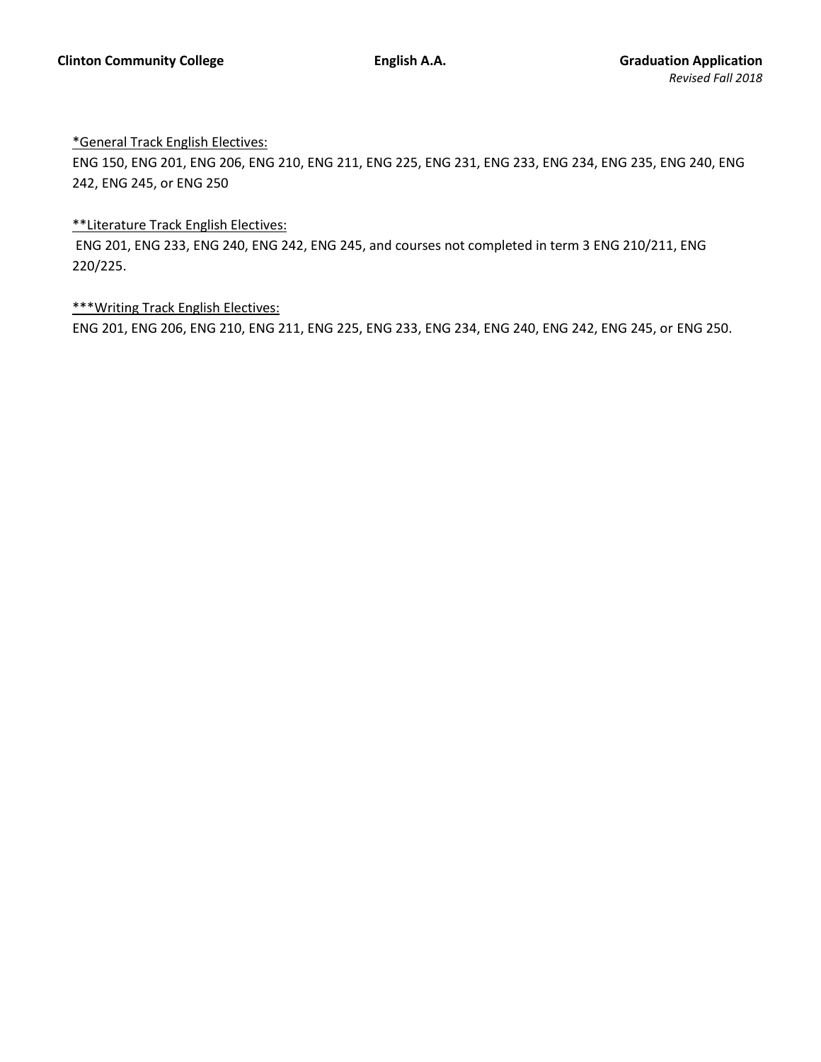*General Track English Electives:

ENG 150, ENG 201, ENG 206, ENG 210, ENG 211, ENG 225, ENG 231, ENG 233, ENG 234, ENG 235, ENG 240, ENG 242, ENG 245, or ENG 250

**Literature Track English Electives:

ENG 201, ENG 233, ENG 240, ENG 242, ENG 245, and courses not completed in term 3 ENG 210/211, ENG 220/225.

***Writing Track English Electives:

ENG 201, ENG 206, ENG 210, ENG 211, ENG 225, ENG 233, ENG 234, ENG 240, ENG 242, ENG 245, or ENG 250.